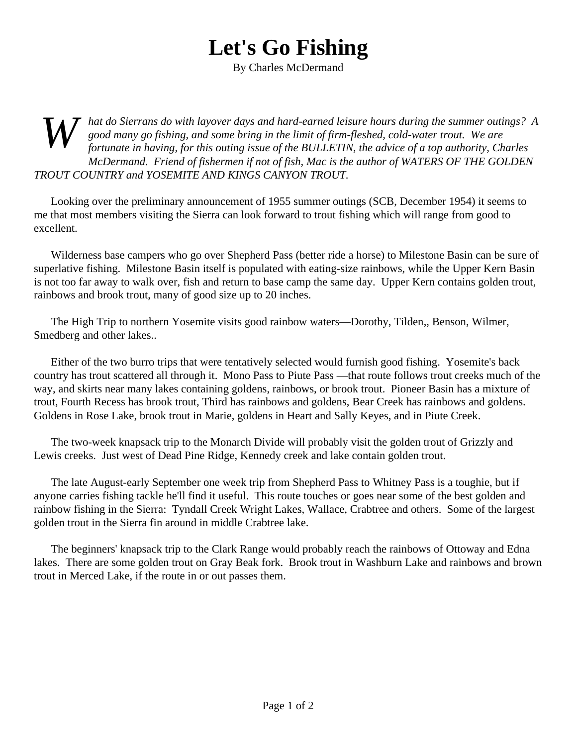# Let's Go Fishing

By Charles McDermand

*What do Sierrans do with layover days and hard-earned leisure hours during the summer outings? A good many go fishing, and some bring in the limit of firm-fleshed, cold-water trout. We are fortunate in having, for this outing issue of the BULLETIN, the advice of a top authority, Charles McDermand. Friend of fishermen if not of fish, Mac is the author of WATERS OF THE GOLDEN TROUT COUNTRY and YOSEMITE AND KINGS CANYON TROUT.*

Looking over the preliminary announcement of 1955 summer outings (SCB, December 1954) it seems to me that most members visiting the Sierra can look forward to trout fishing which will range from good to excellent.

Wilderness base campers who go over Shepherd Pass (better ride a horse) to Milestone Basin can be sure of superlative fishing. Milestone Basin itself is populated with eating-size rainbows, while the Upper Kern Basin is not too far away to walk over, fish and return to base camp the same day. Upper Kern contains golden trout, rainbows and brook trout, many of good size up to 20 inches.

The High Trip to northern Yosemite visits good rainbow waters—Dorothy, Tilden,, Benson, Wilmer, Smedberg and other lakes..

Either of the two burro trips that were tentatively selected would furnish good fishing. Yosemite's back country has trout scattered all through it. Mono Pass to Piute Pass —that route follows trout creeks much of the way, and skirts near many lakes containing goldens, rainbows, or brook trout. Pioneer Basin has a mixture of trout, Fourth Recess has brook trout, Third has rainbows and goldens, Bear Creek has rainbows and goldens. Goldens in Rose Lake, brook trout in Marie, goldens in Heart and Sally Keyes, and in Piute Creek.

The two-week knapsack trip to the Monarch Divide will probably visit the golden trout of Grizzly and Lewis creeks. Just west of Dead Pine Ridge, Kennedy creek and lake contain golden trout.

The late August-early September one week trip from Shepherd Pass to Whitney Pass is a toughie, but if anyone carries fishing tackle he'll find it useful. This route touches or goes near some of the best golden and rainbow fishing in the Sierra: Tyndall Creek Wright Lakes, Wallace, Crabtree and others. Some of the largest golden trout in the Sierra fin around in middle Crabtree lake.

The beginners' knapsack trip to the Clark Range would probably reach the rainbows of Ottoway and Edna lakes. There are some golden trout on Gray Beak fork. Brook trout in Washburn Lake and rainbows and brown trout in Merced Lake, if the route in or out passes them.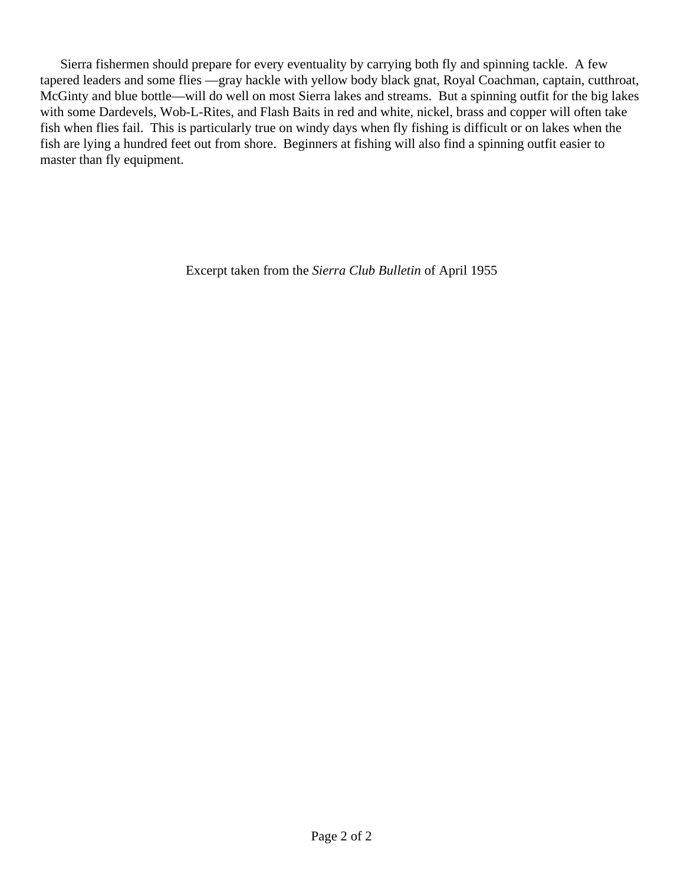Sierra fishermen should prepare for every eventuality by carrying both fly and spinning tackle. A few tapered leaders and some flies —gray hackle with yellow body black gnat, Royal Coachman, captain, cutthroat, McGinty and blue bottle—will do well on most Sierra lakes and streams. But a spinning outfit for the big lakes with some Dardevels, Wob-L-Rites, and Flash Baits in red and white, nickel, brass and copper will often take fish when flies fail. This is particularly true on windy days when fly fishing is difficult or on lakes when the fish are lying a hundred feet out from shore. Beginners at fishing will also find a spinning outfit easier to master than fly equipment.

Excerpt taken from the *Sierra Club Bulletin* of April 1955